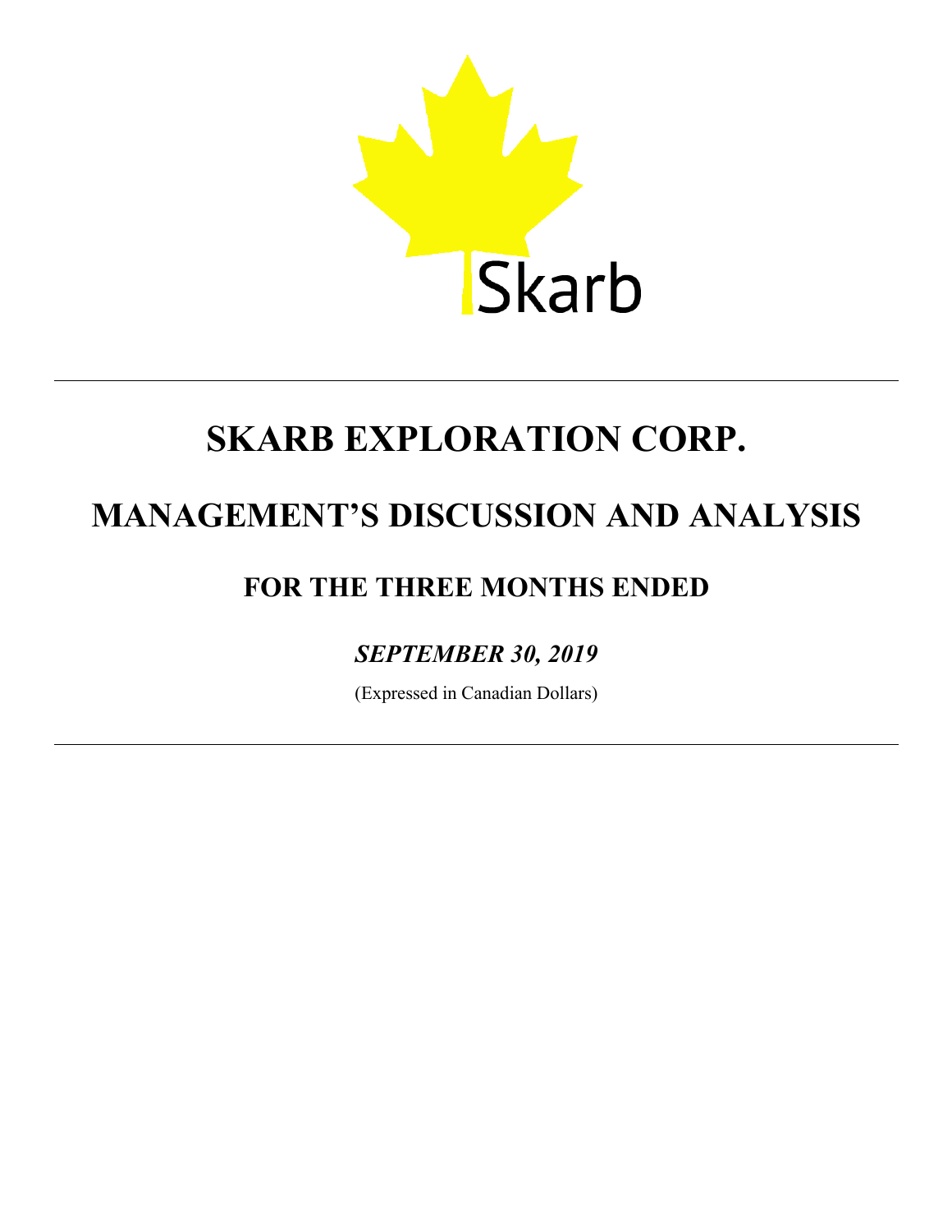Skarb

# SKARB EXPLORATION CORP.

# MANAGEMENT'S DISCUSSION AND ANALYSIS

## FOR THE THREE MONTHS ENDED

### *SEPTEMBER 30, 2019*

(Expressed in Canadian Dollars)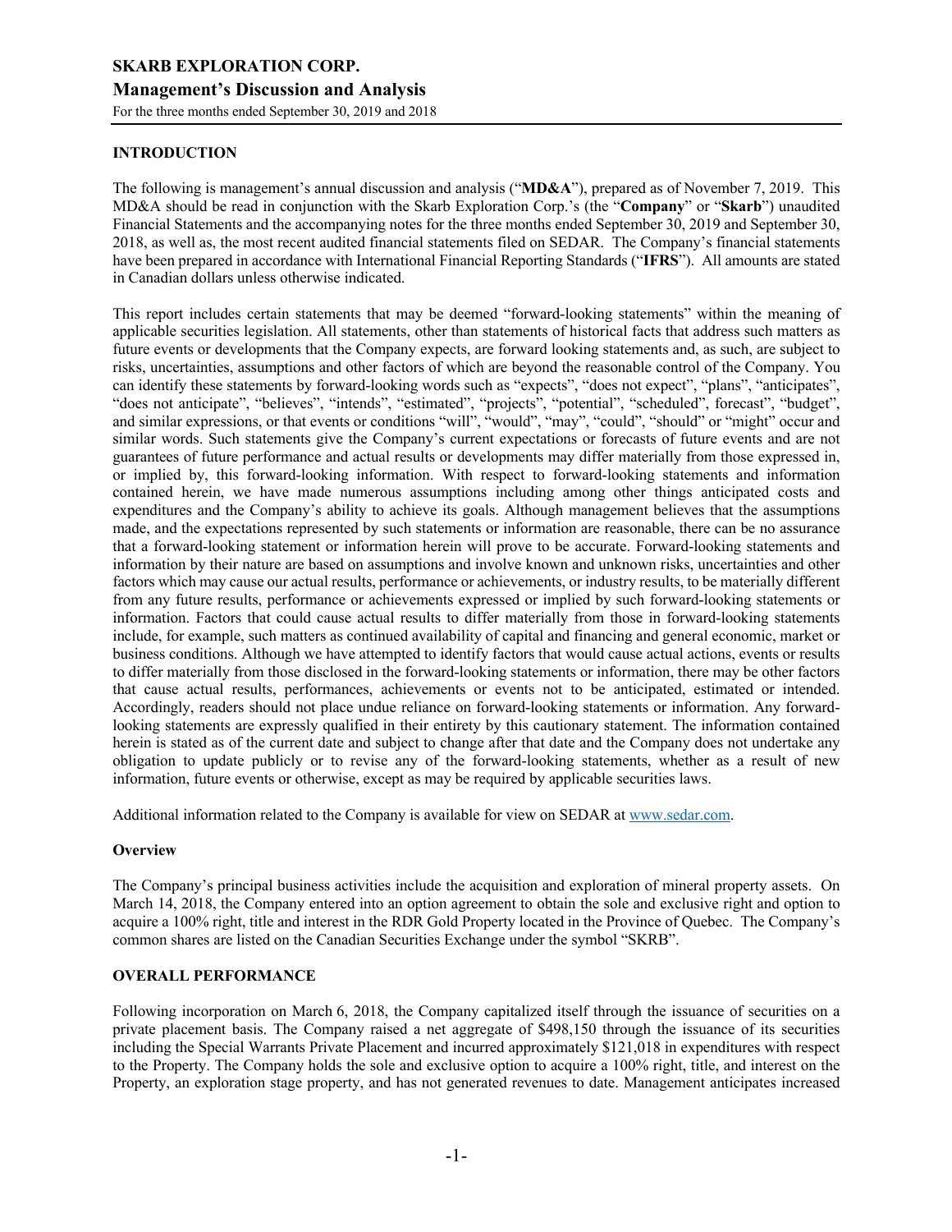## INTRODUCTION

The following is management's annual discussion and analysis ("**MD&A**"), prepared as of November 7, 2019. This MD&A should be read in conjunction with the Skarb Exploration Corp.'s (the "**Company**" or "**Skarb**") unaudited Financial Statements and the accompanying notes for the three months ended September 30, 2019 and September 30, 2018, as well as, the most recent audited financial statements filed on SEDAR. The Company's financial statements have been prepared in accordance with International Financial Reporting Standards ("**IFRS**"). All amounts are stated in Canadian dollars unless otherwise indicated.

This report includes certain statements that may be deemed "forward-looking statements" within the meaning of applicable securities legislation. All statements, other than statements of historical facts that address such matters as future events or developments that the Company expects, are forward looking statements and, as such, are subject to risks, uncertainties, assumptions and other factors of which are beyond the reasonable control of the Company. You can identify these statements by forward-looking words such as "expects", "does not expect", "plans", "anticipates", "does not anticipate", "believes", "intends", "estimated", "projects", "potential", "scheduled", forecast", "budget", and similar expressions, or that events or conditions "will", "would", "may", "could", "should" or "might" occur and similar words. Such statements give the Company's current expectations or forecasts of future events and are not guarantees of future performance and actual results or developments may differ materially from those expressed in, or implied by, this forward-looking information. With respect to forward-looking statements and information contained herein, we have made numerous assumptions including among other things anticipated costs and expenditures and the Company's ability to achieve its goals. Although management believes that the assumptions made, and the expectations represented by such statements or information are reasonable, there can be no assurance that a forward-looking statement or information herein will prove to be accurate. Forward-looking statements and information by their nature are based on assumptions and involve known and unknown risks, uncertainties and other factors which may cause our actual results, performance or achievements, or industry results, to be materially different from any future results, performance or achievements expressed or implied by such forward-looking statements or information. Factors that could cause actual results to differ materially from those in forward-looking statements include, for example, such matters as continued availability of capital and financing and general economic, market or business conditions. Although we have attempted to identify factors that would cause actual actions, events or results to differ materially from those disclosed in the forward-looking statements or information, there may be other factors that cause actual results, performances, achievements or events not to be anticipated, estimated or intended. Accordingly, readers should not place undue reliance on forward-looking statements or information. Any forward-looking statements are expressly qualified in their entirety by this cautionary statement. The information contained herein is stated as of the current date and subject to change after that date and the Company does not undertake any obligation to update publicly or to revise any of the forward-looking statements, whether as a result of new information, future events or otherwise, except as may be required by applicable securities laws.

Additional information related to the Company is available for view on SEDAR at www.sedar.com.

### Overview

The Company's principal business activities include the acquisition and exploration of mineral property assets. On March 14, 2018, the Company entered into an option agreement to obtain the sole and exclusive right and option to acquire a 100% right, title and interest in the RDR Gold Property located in the Province of Quebec. The Company's common shares are listed on the Canadian Securities Exchange under the symbol "SKRB".

## OVERALL PERFORMANCE

Following incorporation on March 6, 2018, the Company capitalized itself through the issuance of securities on a private placement basis. The Company raised a net aggregate of $498,150 through the issuance of its securities including the Special Warrants Private Placement and incurred approximately $121,018 in expenditures with respect to the Property. The Company holds the sole and exclusive option to acquire a 100% right, title, and interest on the Property, an exploration stage property, and has not generated revenues to date. Management anticipates increased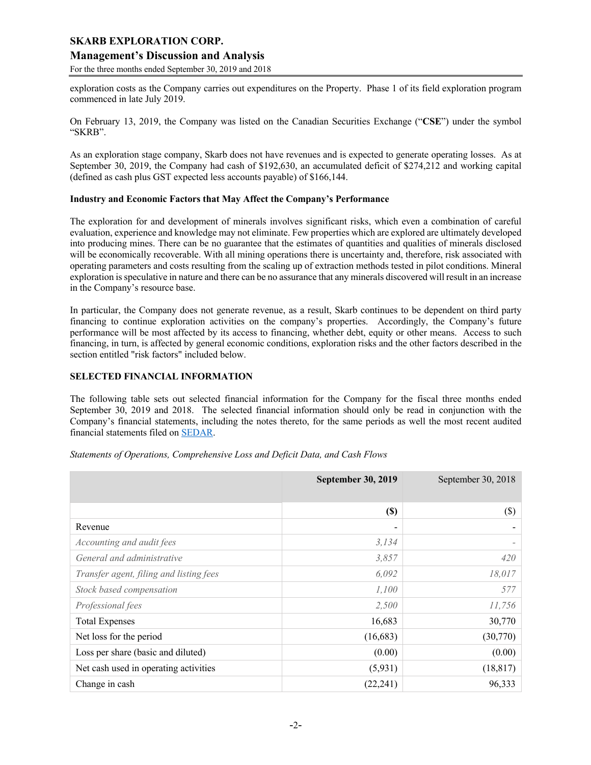exploration costs as the Company carries out expenditures on the Property. Phase 1 of its field exploration program commenced in late July 2019.

On February 13, 2019, the Company was listed on the Canadian Securities Exchange ("**CSE**") under the symbol "SKRB".

As an exploration stage company, Skarb does not have revenues and is expected to generate operating losses. As at September 30, 2019, the Company had cash of $192,630, an accumulated deficit of $274,212 and working capital (defined as cash plus GST expected less accounts payable) of $166,144.

**Industry and Economic Factors that May Affect the Company's Performance**

The exploration for and development of minerals involves significant risks, which even a combination of careful evaluation, experience and knowledge may not eliminate. Few properties which are explored are ultimately developed into producing mines. There can be no guarantee that the estimates of quantities and qualities of minerals disclosed will be economically recoverable. With all mining operations there is uncertainty and, therefore, risk associated with operating parameters and costs resulting from the scaling up of extraction methods tested in pilot conditions. Mineral exploration is speculative in nature and there can be no assurance that any minerals discovered will result in an increase in the Company's resource base.

In particular, the Company does not generate revenue, as a result, Skarb continues to be dependent on third party financing to continue exploration activities on the company's properties. Accordingly, the Company's future performance will be most affected by its access to financing, whether debt, equity or other means. Access to such financing, in turn, is affected by general economic conditions, exploration risks and the other factors described in the section entitled "risk factors" included below.

## SELECTED FINANCIAL INFORMATION

The following table sets out selected financial information for the Company for the fiscal three months ended September 30, 2019 and 2018. The selected financial information should only be read in conjunction with the Company's financial statements, including the notes thereto, for the same periods as well the most recent audited financial statements filed on SEDAR.

*Statements of Operations, Comprehensive Loss and Deficit Data, and Cash Flows*

| | **September 30, 2019** | September 30, 2018 |
|---|---:|---:|
| | **($)** | ($) |
| Revenue | - | - |
| *Accounting and audit fees* | *3,134* | *-* |
| *General and administrative* | *3,857* | *420* |
| *Transfer agent, filing and listing fees* | *6,092* | *18,017* |
| *Stock based compensation* | *1,100* | *577* |
| *Professional fees* | *2,500* | *11,756* |
| Total Expenses | 16,683 | 30,770 |
| Net loss for the period | (16,683) | (30,770) |
| Loss per share (basic and diluted) | (0.00) | (0.00) |
| Net cash used in operating activities | (5,931) | (18,817) |
| Change in cash | (22,241) | 96,333 |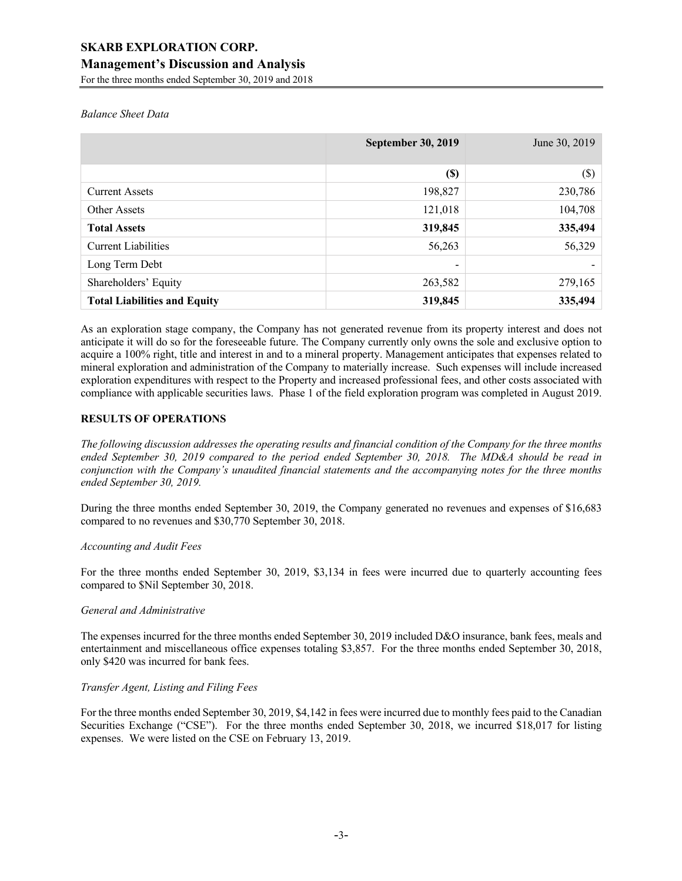*Balance Sheet Data*

| | **September 30, 2019** | June 30, 2019 |
|---|---|---|
| | **($)** | ($) |
| Current Assets | 198,827 | 230,786 |
| Other Assets | 121,018 | 104,708 |
| **Total Assets** | **319,845** | **335,494** |
| Current Liabilities | 56,263 | 56,329 |
| Long Term Debt | - | - |
| Shareholders' Equity | 263,582 | 279,165 |
| **Total Liabilities and Equity** | **319,845** | **335,494** |

As an exploration stage company, the Company has not generated revenue from its property interest and does not anticipate it will do so for the foreseeable future. The Company currently only owns the sole and exclusive option to acquire a 100% right, title and interest in and to a mineral property. Management anticipates that expenses related to mineral exploration and administration of the Company to materially increase. Such expenses will include increased exploration expenditures with respect to the Property and increased professional fees, and other costs associated with compliance with applicable securities laws. Phase 1 of the field exploration program was completed in August 2019.

## RESULTS OF OPERATIONS

*The following discussion addresses the operating results and financial condition of the Company for the three months ended September 30, 2019 compared to the period ended September 30, 2018. The MD&A should be read in conjunction with the Company's unaudited financial statements and the accompanying notes for the three months ended September 30, 2019.*

During the three months ended September 30, 2019, the Company generated no revenues and expenses of $16,683 compared to no revenues and $30,770 September 30, 2018.

*Accounting and Audit Fees*

For the three months ended September 30, 2019, $3,134 in fees were incurred due to quarterly accounting fees compared to $Nil September 30, 2018.

*General and Administrative*

The expenses incurred for the three months ended September 30, 2019 included D&O insurance, bank fees, meals and entertainment and miscellaneous office expenses totaling $3,857. For the three months ended September 30, 2018, only $420 was incurred for bank fees.

*Transfer Agent, Listing and Filing Fees*

For the three months ended September 30, 2019, $4,142 in fees were incurred due to monthly fees paid to the Canadian Securities Exchange ("CSE"). For the three months ended September 30, 2018, we incurred $18,017 for listing expenses. We were listed on the CSE on February 13, 2019.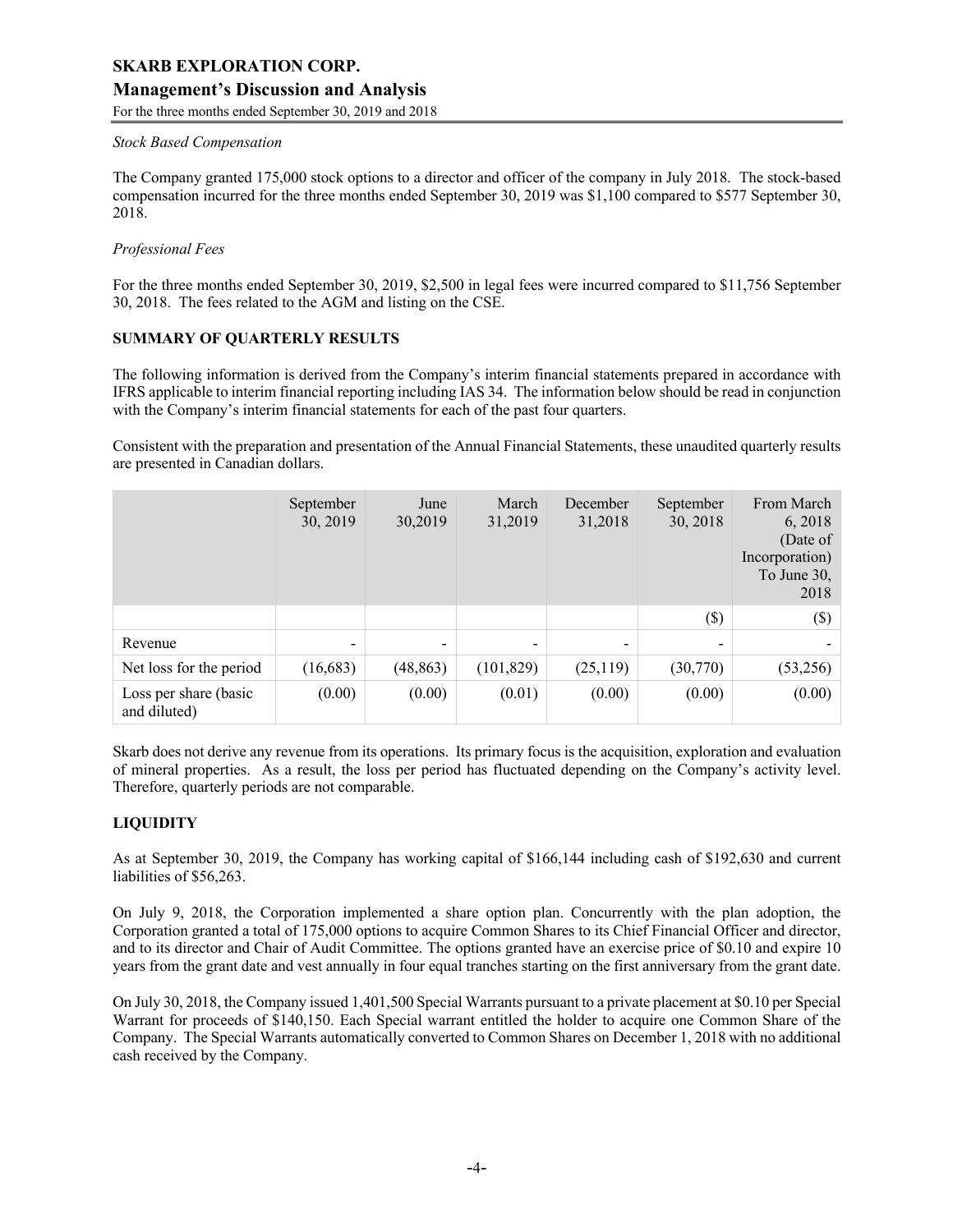*Stock Based Compensation*

The Company granted 175,000 stock options to a director and officer of the company in July 2018. The stock-based compensation incurred for the three months ended September 30, 2019 was $1,100 compared to $577 September 30, 2018.

*Professional Fees*

For the three months ended September 30, 2019, $2,500 in legal fees were incurred compared to $11,756 September 30, 2018. The fees related to the AGM and listing on the CSE.

## SUMMARY OF QUARTERLY RESULTS

The following information is derived from the Company's interim financial statements prepared in accordance with IFRS applicable to interim financial reporting including IAS 34. The information below should be read in conjunction with the Company's interim financial statements for each of the past four quarters.

Consistent with the preparation and presentation of the Annual Financial Statements, these unaudited quarterly results are presented in Canadian dollars.

| | September 30, 2019 | June 30,2019 | March 31,2019 | December 31,2018 | September 30, 2018 | From March 6, 2018 (Date of Incorporation) To June 30, 2018 |
|---|---|---|---|---|---|---|
| | | | | | ($) | ($) |
| Revenue | - | - | - | - | - | - |
| Net loss for the period | (16,683) | (48,863) | (101,829) | (25,119) | (30,770) | (53,256) |
| Loss per share (basic and diluted) | (0.00) | (0.00) | (0.01) | (0.00) | (0.00) | (0.00) |

Skarb does not derive any revenue from its operations. Its primary focus is the acquisition, exploration and evaluation of mineral properties. As a result, the loss per period has fluctuated depending on the Company's activity level. Therefore, quarterly periods are not comparable.

## LIQUIDITY

As at September 30, 2019, the Company has working capital of $166,144 including cash of $192,630 and current liabilities of $56,263.

On July 9, 2018, the Corporation implemented a share option plan. Concurrently with the plan adoption, the Corporation granted a total of 175,000 options to acquire Common Shares to its Chief Financial Officer and director, and to its director and Chair of Audit Committee. The options granted have an exercise price of $0.10 and expire 10 years from the grant date and vest annually in four equal tranches starting on the first anniversary from the grant date.

On July 30, 2018, the Company issued 1,401,500 Special Warrants pursuant to a private placement at $0.10 per Special Warrant for proceeds of $140,150. Each Special warrant entitled the holder to acquire one Common Share of the Company. The Special Warrants automatically converted to Common Shares on December 1, 2018 with no additional cash received by the Company.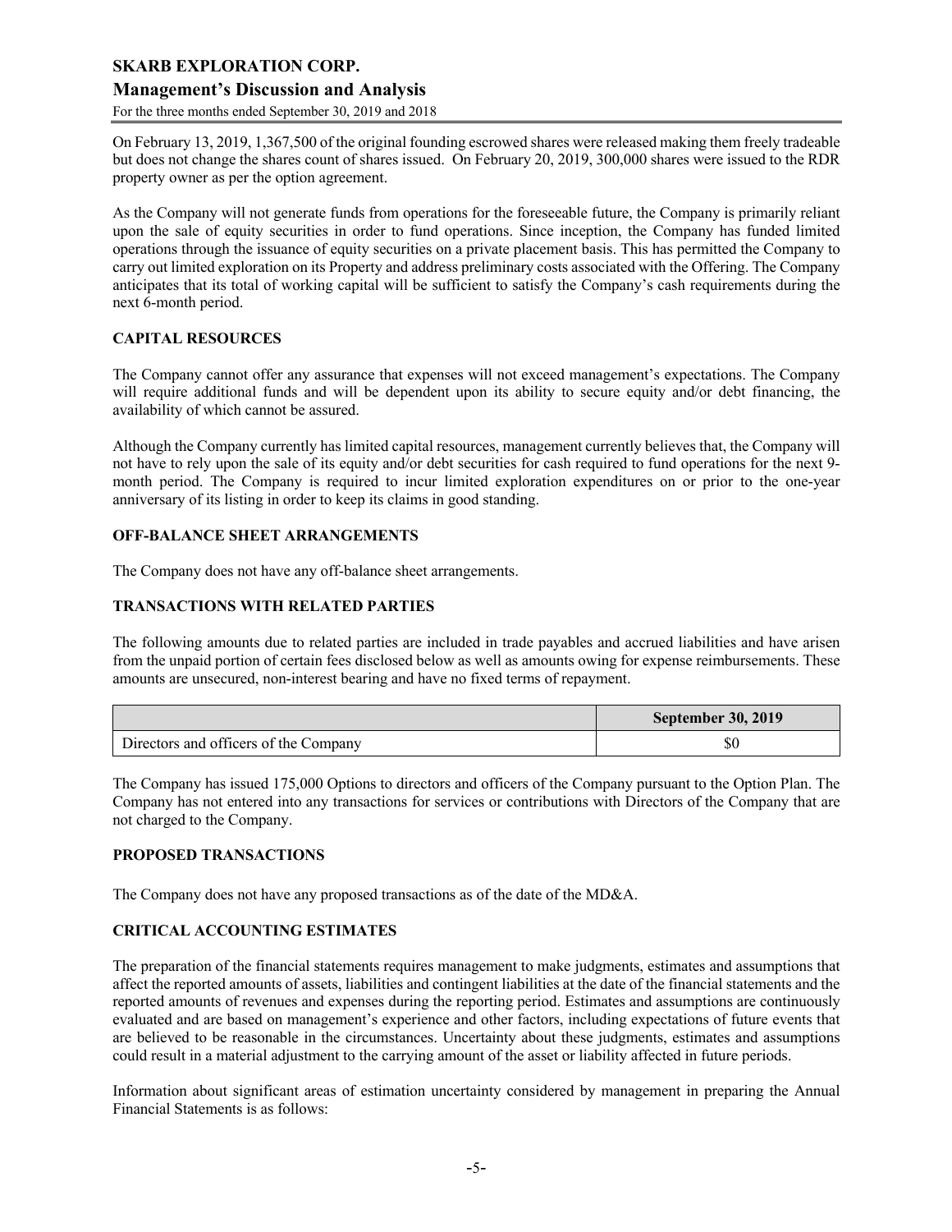On February 13, 2019, 1,367,500 of the original founding escrowed shares were released making them freely tradeable but does not change the shares count of shares issued. On February 20, 2019, 300,000 shares were issued to the RDR property owner as per the option agreement.

As the Company will not generate funds from operations for the foreseeable future, the Company is primarily reliant upon the sale of equity securities in order to fund operations. Since inception, the Company has funded limited operations through the issuance of equity securities on a private placement basis. This has permitted the Company to carry out limited exploration on its Property and address preliminary costs associated with the Offering. The Company anticipates that its total of working capital will be sufficient to satisfy the Company's cash requirements during the next 6-month period.

## CAPITAL RESOURCES

The Company cannot offer any assurance that expenses will not exceed management's expectations. The Company will require additional funds and will be dependent upon its ability to secure equity and/or debt financing, the availability of which cannot be assured.

Although the Company currently has limited capital resources, management currently believes that, the Company will not have to rely upon the sale of its equity and/or debt securities for cash required to fund operations for the next 9-month period. The Company is required to incur limited exploration expenditures on or prior to the one-year anniversary of its listing in order to keep its claims in good standing.

## OFF-BALANCE SHEET ARRANGEMENTS

The Company does not have any off-balance sheet arrangements.

## TRANSACTIONS WITH RELATED PARTIES

The following amounts due to related parties are included in trade payables and accrued liabilities and have arisen from the unpaid portion of certain fees disclosed below as well as amounts owing for expense reimbursements. These amounts are unsecured, non-interest bearing and have no fixed terms of repayment.

| | **September 30, 2019** |
|---|---|
| Directors and officers of the Company | $0 |

The Company has issued 175,000 Options to directors and officers of the Company pursuant to the Option Plan. The Company has not entered into any transactions for services or contributions with Directors of the Company that are not charged to the Company.

## PROPOSED TRANSACTIONS

The Company does not have any proposed transactions as of the date of the MD&A.

## CRITICAL ACCOUNTING ESTIMATES

The preparation of the financial statements requires management to make judgments, estimates and assumptions that affect the reported amounts of assets, liabilities and contingent liabilities at the date of the financial statements and the reported amounts of revenues and expenses during the reporting period. Estimates and assumptions are continuously evaluated and are based on management's experience and other factors, including expectations of future events that are believed to be reasonable in the circumstances. Uncertainty about these judgments, estimates and assumptions could result in a material adjustment to the carrying amount of the asset or liability affected in future periods.

Information about significant areas of estimation uncertainty considered by management in preparing the Annual Financial Statements is as follows: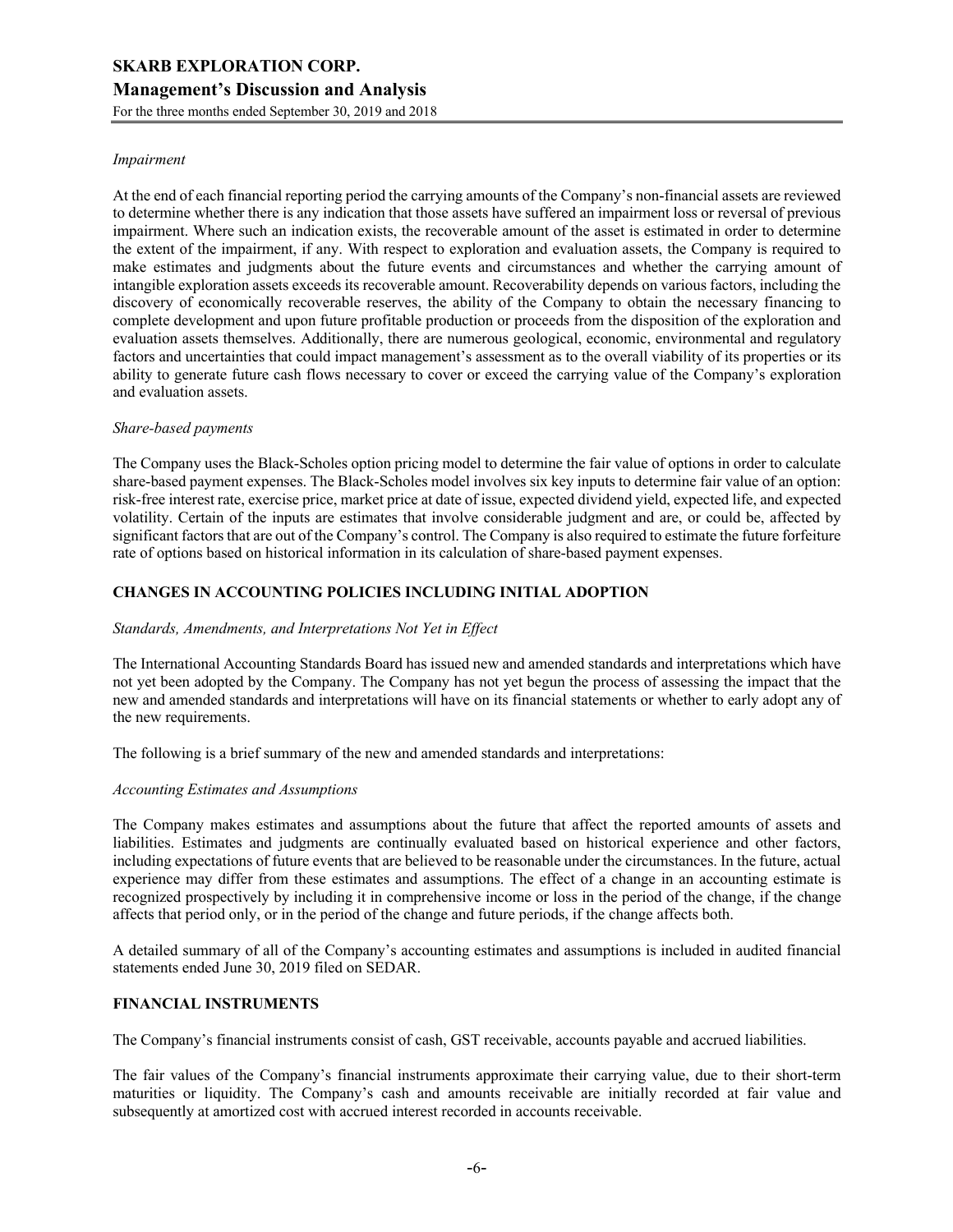*Impairment*

At the end of each financial reporting period the carrying amounts of the Company's non-financial assets are reviewed to determine whether there is any indication that those assets have suffered an impairment loss or reversal of previous impairment. Where such an indication exists, the recoverable amount of the asset is estimated in order to determine the extent of the impairment, if any. With respect to exploration and evaluation assets, the Company is required to make estimates and judgments about the future events and circumstances and whether the carrying amount of intangible exploration assets exceeds its recoverable amount. Recoverability depends on various factors, including the discovery of economically recoverable reserves, the ability of the Company to obtain the necessary financing to complete development and upon future profitable production or proceeds from the disposition of the exploration and evaluation assets themselves. Additionally, there are numerous geological, economic, environmental and regulatory factors and uncertainties that could impact management's assessment as to the overall viability of its properties or its ability to generate future cash flows necessary to cover or exceed the carrying value of the Company's exploration and evaluation assets.

*Share-based payments*

The Company uses the Black-Scholes option pricing model to determine the fair value of options in order to calculate share-based payment expenses. The Black-Scholes model involves six key inputs to determine fair value of an option: risk-free interest rate, exercise price, market price at date of issue, expected dividend yield, expected life, and expected volatility. Certain of the inputs are estimates that involve considerable judgment and are, or could be, affected by significant factors that are out of the Company's control. The Company is also required to estimate the future forfeiture rate of options based on historical information in its calculation of share-based payment expenses.

## CHANGES IN ACCOUNTING POLICIES INCLUDING INITIAL ADOPTION

*Standards, Amendments, and Interpretations Not Yet in Effect*

The International Accounting Standards Board has issued new and amended standards and interpretations which have not yet been adopted by the Company. The Company has not yet begun the process of assessing the impact that the new and amended standards and interpretations will have on its financial statements or whether to early adopt any of the new requirements.

The following is a brief summary of the new and amended standards and interpretations:

*Accounting Estimates and Assumptions*

The Company makes estimates and assumptions about the future that affect the reported amounts of assets and liabilities. Estimates and judgments are continually evaluated based on historical experience and other factors, including expectations of future events that are believed to be reasonable under the circumstances. In the future, actual experience may differ from these estimates and assumptions. The effect of a change in an accounting estimate is recognized prospectively by including it in comprehensive income or loss in the period of the change, if the change affects that period only, or in the period of the change and future periods, if the change affects both.

A detailed summary of all of the Company's accounting estimates and assumptions is included in audited financial statements ended June 30, 2019 filed on SEDAR.

## FINANCIAL INSTRUMENTS

The Company's financial instruments consist of cash, GST receivable, accounts payable and accrued liabilities.

The fair values of the Company's financial instruments approximate their carrying value, due to their short-term maturities or liquidity. The Company's cash and amounts receivable are initially recorded at fair value and subsequently at amortized cost with accrued interest recorded in accounts receivable.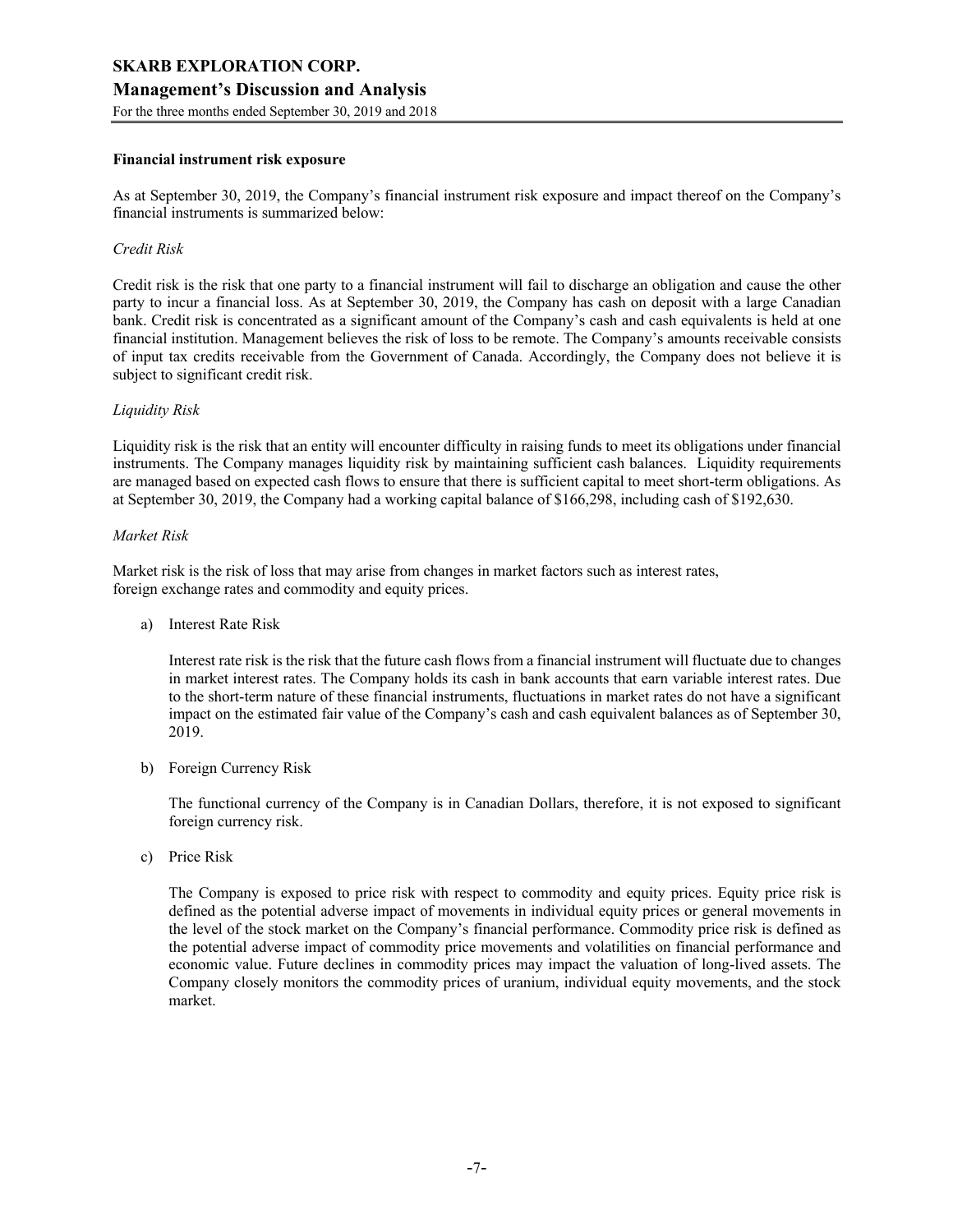**Financial instrument risk exposure**

As at September 30, 2019, the Company's financial instrument risk exposure and impact thereof on the Company's financial instruments is summarized below:

*Credit Risk*

Credit risk is the risk that one party to a financial instrument will fail to discharge an obligation and cause the other party to incur a financial loss. As at September 30, 2019, the Company has cash on deposit with a large Canadian bank. Credit risk is concentrated as a significant amount of the Company's cash and cash equivalents is held at one financial institution. Management believes the risk of loss to be remote. The Company's amounts receivable consists of input tax credits receivable from the Government of Canada. Accordingly, the Company does not believe it is subject to significant credit risk.

*Liquidity Risk*

Liquidity risk is the risk that an entity will encounter difficulty in raising funds to meet its obligations under financial instruments. The Company manages liquidity risk by maintaining sufficient cash balances. Liquidity requirements are managed based on expected cash flows to ensure that there is sufficient capital to meet short-term obligations. As at September 30, 2019, the Company had a working capital balance of $166,298, including cash of $192,630.

*Market Risk*

Market risk is the risk of loss that may arise from changes in market factors such as interest rates, foreign exchange rates and commodity and equity prices.

a) Interest Rate Risk

   Interest rate risk is the risk that the future cash flows from a financial instrument will fluctuate due to changes in market interest rates. The Company holds its cash in bank accounts that earn variable interest rates. Due to the short-term nature of these financial instruments, fluctuations in market rates do not have a significant impact on the estimated fair value of the Company's cash and cash equivalent balances as of September 30, 2019.

b) Foreign Currency Risk

   The functional currency of the Company is in Canadian Dollars, therefore, it is not exposed to significant foreign currency risk.

c) Price Risk

   The Company is exposed to price risk with respect to commodity and equity prices. Equity price risk is defined as the potential adverse impact of movements in individual equity prices or general movements in the level of the stock market on the Company's financial performance. Commodity price risk is defined as the potential adverse impact of commodity price movements and volatilities on financial performance and economic value. Future declines in commodity prices may impact the valuation of long-lived assets. The Company closely monitors the commodity prices of uranium, individual equity movements, and the stock market.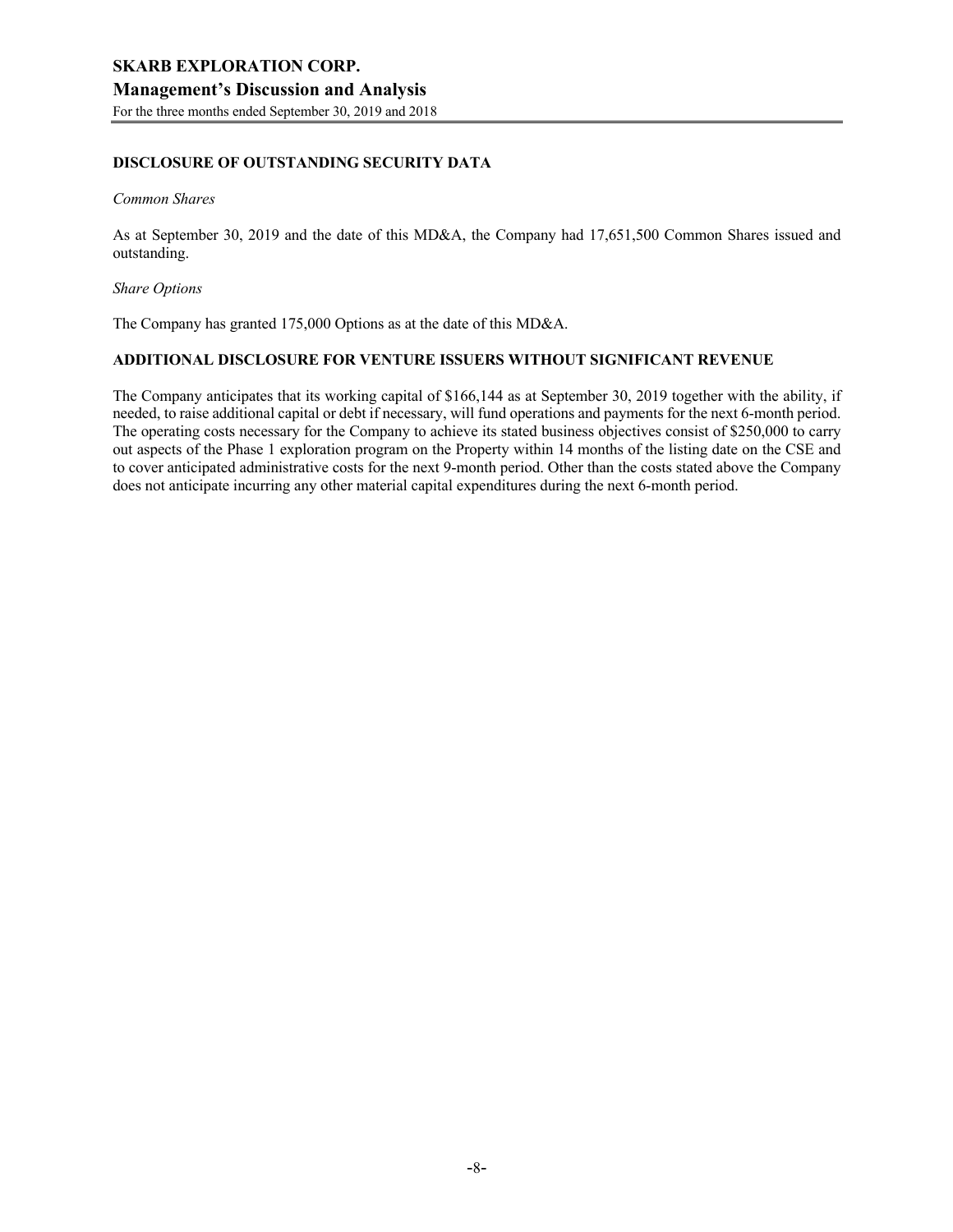## DISCLOSURE OF OUTSTANDING SECURITY DATA

*Common Shares*

As at September 30, 2019 and the date of this MD&A, the Company had 17,651,500 Common Shares issued and outstanding.

*Share Options*

The Company has granted 175,000 Options as at the date of this MD&A.

## ADDITIONAL DISCLOSURE FOR VENTURE ISSUERS WITHOUT SIGNIFICANT REVENUE

The Company anticipates that its working capital of $166,144 as at September 30, 2019 together with the ability, if needed, to raise additional capital or debt if necessary, will fund operations and payments for the next 6-month period. The operating costs necessary for the Company to achieve its stated business objectives consist of $250,000 to carry out aspects of the Phase 1 exploration program on the Property within 14 months of the listing date on the CSE and to cover anticipated administrative costs for the next 9-month period. Other than the costs stated above the Company does not anticipate incurring any other material capital expenditures during the next 6-month period.